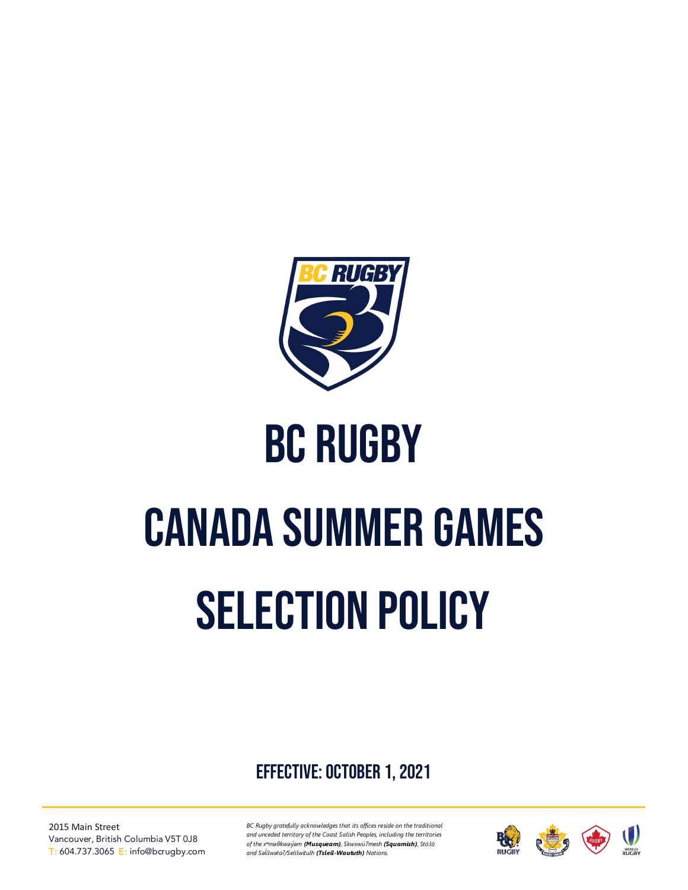# BC RUGBY

# CANADA SUMMER GAMES

# SELECTION POLICY

**EFFECTIVE: OCTOBER 1, 2021**

2015 Main Street
Vancouver, British Columbia V5T 0J8
T: 604.737.3065 E: info@bcrugby.com

*BC Rugby gratefully acknowledges that its offices reside on the traditional and unceded territory of the Coast Salish Peoples, including the territories of the xʷməθkwəy̓əm **(Musqueam)**, Skwxwú7mesh **(Squamish)**, Stó:lō and Səl̓ílwətaʔ/Selilwitulh **(Tsleil-Waututh)** Nations.*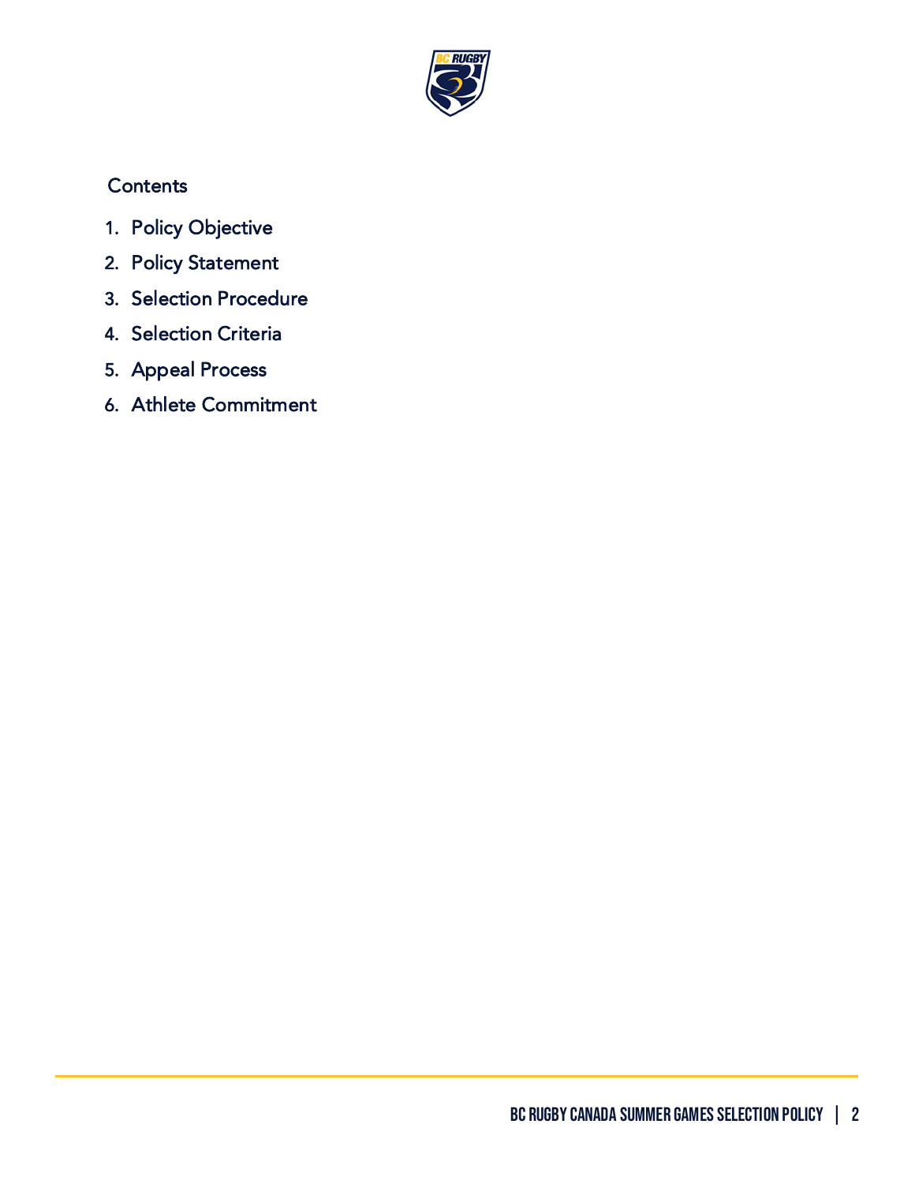## Contents

1. Policy Objective
2. Policy Statement
3. Selection Procedure
4. Selection Criteria
5. Appeal Process
6. Athlete Commitment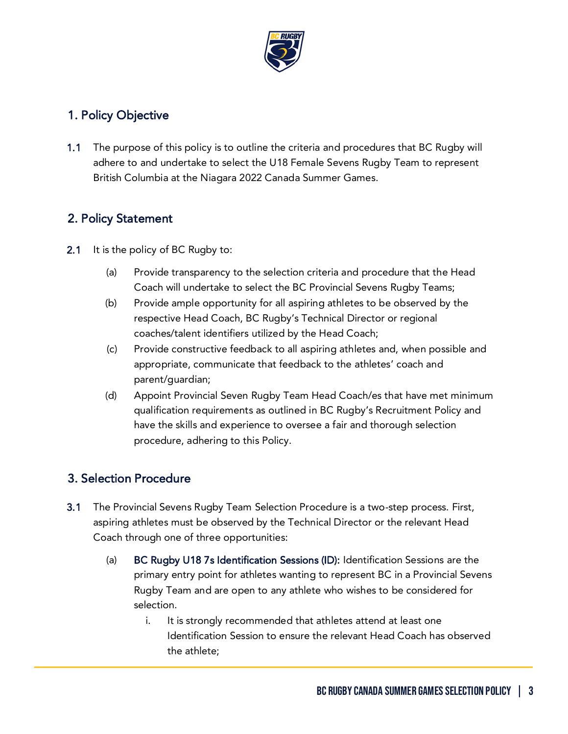## 1. Policy Objective

1.1 The purpose of this policy is to outline the criteria and procedures that BC Rugby will adhere to and undertake to select the U18 Female Sevens Rugby Team to represent British Columbia at the Niagara 2022 Canada Summer Games.

## 2. Policy Statement

2.1 It is the policy of BC Rugby to:

(a) Provide transparency to the selection criteria and procedure that the Head Coach will undertake to select the BC Provincial Sevens Rugby Teams;

(b) Provide ample opportunity for all aspiring athletes to be observed by the respective Head Coach, BC Rugby's Technical Director or regional coaches/talent identifiers utilized by the Head Coach;

(c) Provide constructive feedback to all aspiring athletes and, when possible and appropriate, communicate that feedback to the athletes' coach and parent/guardian;

(d) Appoint Provincial Seven Rugby Team Head Coach/es that have met minimum qualification requirements as outlined in BC Rugby's Recruitment Policy and have the skills and experience to oversee a fair and thorough selection procedure, adhering to this Policy.

## 3. Selection Procedure

3.1 The Provincial Sevens Rugby Team Selection Procedure is a two-step process. First, aspiring athletes must be observed by the Technical Director or the relevant Head Coach through one of three opportunities:

(a) **BC Rugby U18 7s Identification Sessions (ID):** Identification Sessions are the primary entry point for athletes wanting to represent BC in a Provincial Sevens Rugby Team and are open to any athlete who wishes to be considered for selection.

i. It is strongly recommended that athletes attend at least one Identification Session to ensure the relevant Head Coach has observed the athlete;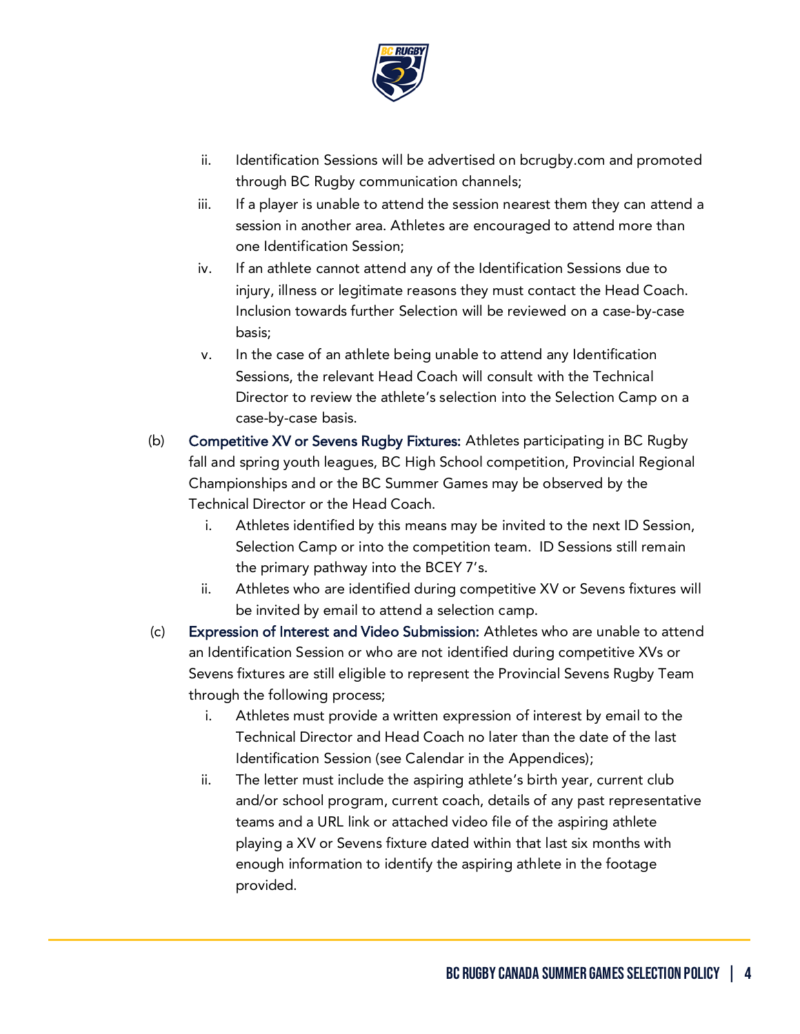ii. Identification Sessions will be advertised on bcrugby.com and promoted through BC Rugby communication channels;

iii. If a player is unable to attend the session nearest them they can attend a session in another area. Athletes are encouraged to attend more than one Identification Session;

iv. If an athlete cannot attend any of the Identification Sessions due to injury, illness or legitimate reasons they must contact the Head Coach. Inclusion towards further Selection will be reviewed on a case-by-case basis;

v. In the case of an athlete being unable to attend any Identification Sessions, the relevant Head Coach will consult with the Technical Director to review the athlete's selection into the Selection Camp on a case-by-case basis.

(b) **Competitive XV or Sevens Rugby Fixtures:** Athletes participating in BC Rugby fall and spring youth leagues, BC High School competition, Provincial Regional Championships and or the BC Summer Games may be observed by the Technical Director or the Head Coach.

i. Athletes identified by this means may be invited to the next ID Session, Selection Camp or into the competition team. ID Sessions still remain the primary pathway into the BCEY 7's.

ii. Athletes who are identified during competitive XV or Sevens fixtures will be invited by email to attend a selection camp.

(c) **Expression of Interest and Video Submission:** Athletes who are unable to attend an Identification Session or who are not identified during competitive XVs or Sevens fixtures are still eligible to represent the Provincial Sevens Rugby Team through the following process;

i. Athletes must provide a written expression of interest by email to the Technical Director and Head Coach no later than the date of the last Identification Session (see Calendar in the Appendices);

ii. The letter must include the aspiring athlete's birth year, current club and/or school program, current coach, details of any past representative teams and a URL link or attached video file of the aspiring athlete playing a XV or Sevens fixture dated within that last six months with enough information to identify the aspiring athlete in the footage provided.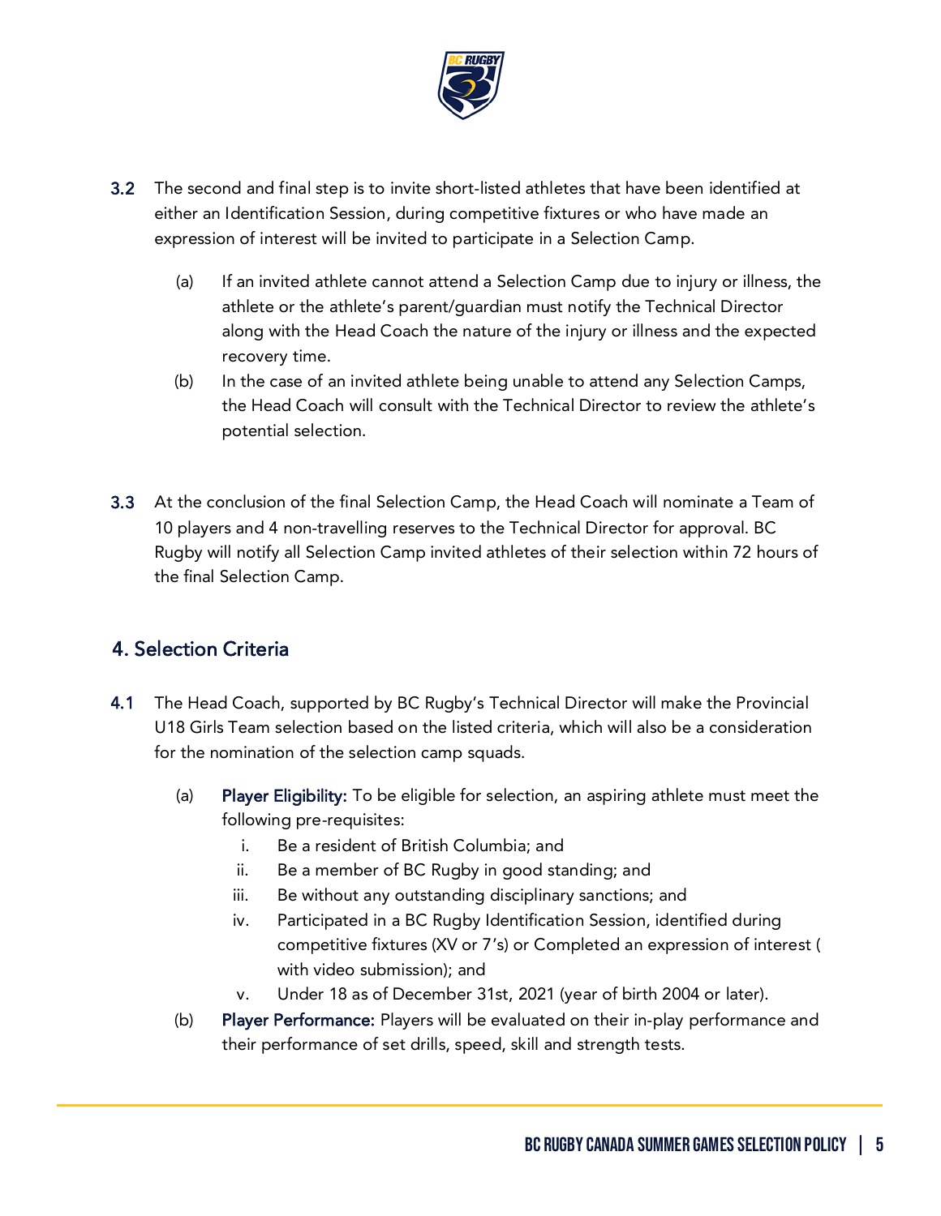3.2 The second and final step is to invite short-listed athletes that have been identified at either an Identification Session, during competitive fixtures or who have made an expression of interest will be invited to participate in a Selection Camp.

(a) If an invited athlete cannot attend a Selection Camp due to injury or illness, the athlete or the athlete's parent/guardian must notify the Technical Director along with the Head Coach the nature of the injury or illness and the expected recovery time.

(b) In the case of an invited athlete being unable to attend any Selection Camps, the Head Coach will consult with the Technical Director to review the athlete's potential selection.

3.3 At the conclusion of the final Selection Camp, the Head Coach will nominate a Team of 10 players and 4 non-travelling reserves to the Technical Director for approval. BC Rugby will notify all Selection Camp invited athletes of their selection within 72 hours of the final Selection Camp.

## 4. Selection Criteria

4.1 The Head Coach, supported by BC Rugby's Technical Director will make the Provincial U18 Girls Team selection based on the listed criteria, which will also be a consideration for the nomination of the selection camp squads.

(a) **Player Eligibility:** To be eligible for selection, an aspiring athlete must meet the following pre-requisites:

i. Be a resident of British Columbia; and

ii. Be a member of BC Rugby in good standing; and

iii. Be without any outstanding disciplinary sanctions; and

iv. Participated in a BC Rugby Identification Session, identified during competitive fixtures (XV or 7's) or Completed an expression of interest ( with video submission); and

v. Under 18 as of December 31st, 2021 (year of birth 2004 or later).

(b) **Player Performance:** Players will be evaluated on their in-play performance and their performance of set drills, speed, skill and strength tests.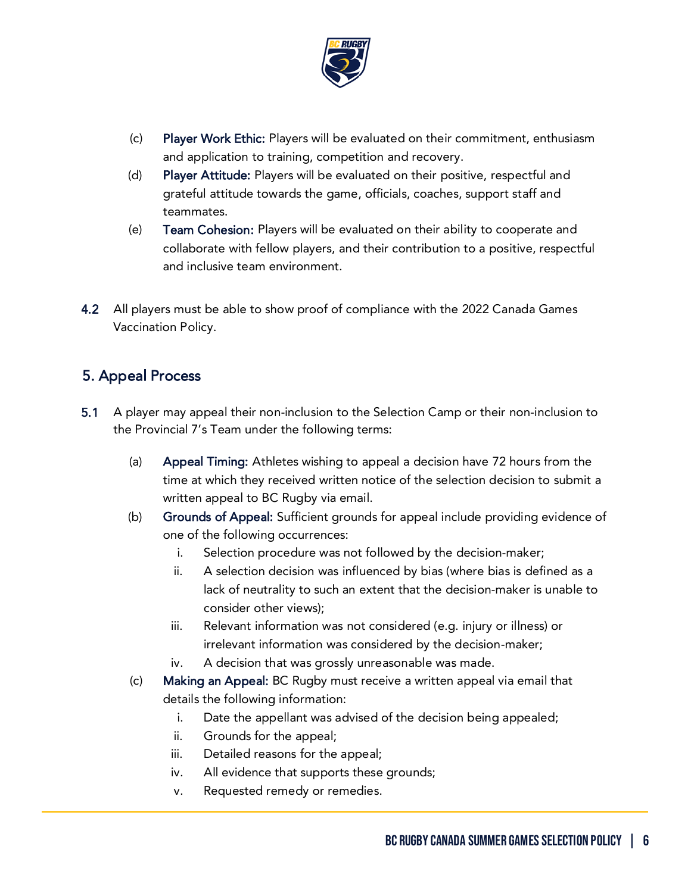(c) **Player Work Ethic:** Players will be evaluated on their commitment, enthusiasm and application to training, competition and recovery.

(d) **Player Attitude:** Players will be evaluated on their positive, respectful and grateful attitude towards the game, officials, coaches, support staff and teammates.

(e) **Team Cohesion:** Players will be evaluated on their ability to cooperate and collaborate with fellow players, and their contribution to a positive, respectful and inclusive team environment.

**4.2** All players must be able to show proof of compliance with the 2022 Canada Games Vaccination Policy.

## 5. Appeal Process

**5.1** A player may appeal their non-inclusion to the Selection Camp or their non-inclusion to the Provincial 7's Team under the following terms:

(a) **Appeal Timing:** Athletes wishing to appeal a decision have 72 hours from the time at which they received written notice of the selection decision to submit a written appeal to BC Rugby via email.

(b) **Grounds of Appeal:** Sufficient grounds for appeal include providing evidence of one of the following occurrences:

  i. Selection procedure was not followed by the decision-maker;
  ii. A selection decision was influenced by bias (where bias is defined as a lack of neutrality to such an extent that the decision-maker is unable to consider other views);
  iii. Relevant information was not considered (e.g. injury or illness) or irrelevant information was considered by the decision-maker;
  iv. A decision that was grossly unreasonable was made.

(c) **Making an Appeal:** BC Rugby must receive a written appeal via email that details the following information:

  i. Date the appellant was advised of the decision being appealed;
  ii. Grounds for the appeal;
  iii. Detailed reasons for the appeal;
  iv. All evidence that supports these grounds;
  v. Requested remedy or remedies.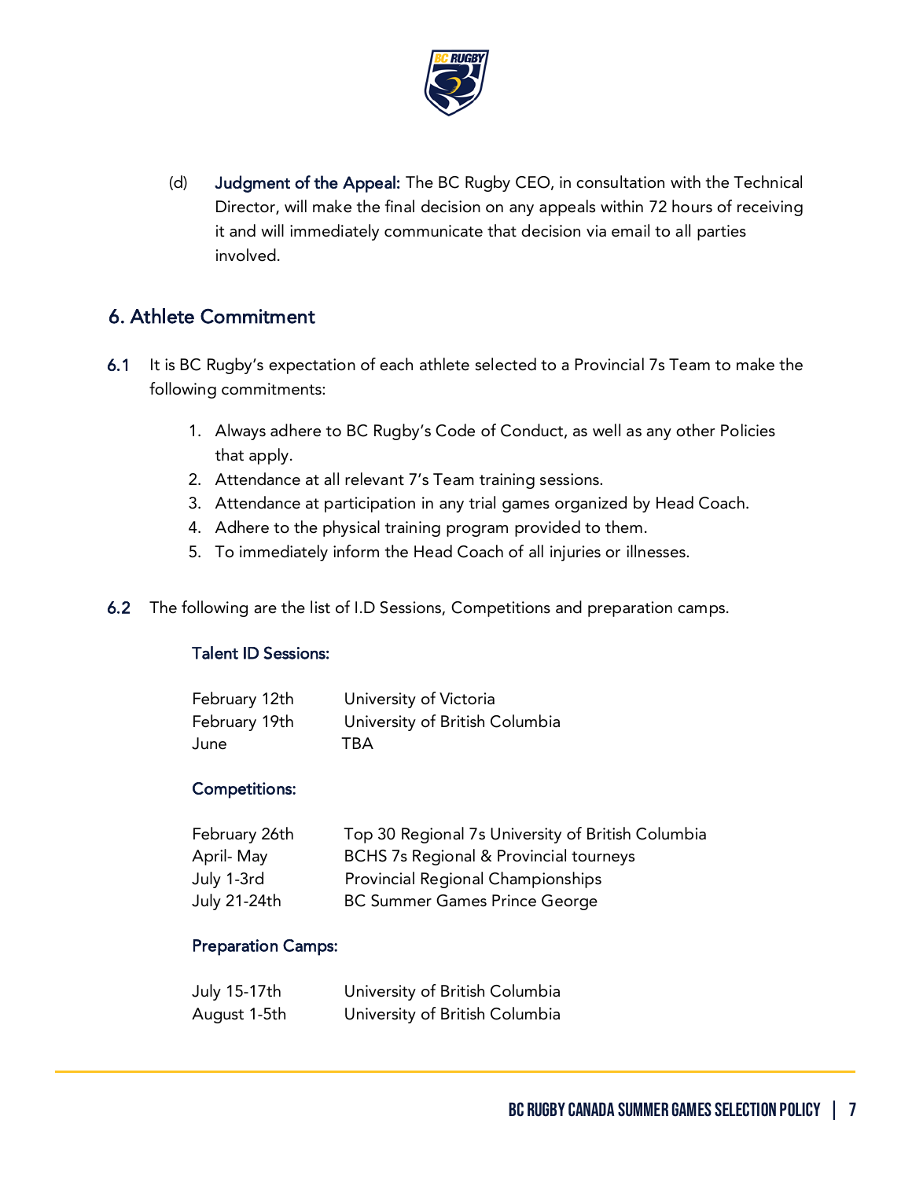(d) **Judgment of the Appeal:** The BC Rugby CEO, in consultation with the Technical Director, will make the final decision on any appeals within 72 hours of receiving it and will immediately communicate that decision via email to all parties involved.

## 6. Athlete Commitment

**6.1** It is BC Rugby's expectation of each athlete selected to a Provincial 7s Team to make the following commitments:

1. Always adhere to BC Rugby's Code of Conduct, as well as any other Policies that apply.
2. Attendance at all relevant 7's Team training sessions.
3. Attendance at participation in any trial games organized by Head Coach.
4. Adhere to the physical training program provided to them.
5. To immediately inform the Head Coach of all injuries or illnesses.

**6.2** The following are the list of I.D Sessions, Competitions and preparation camps.

### Talent ID Sessions:

| | |
|---|---|
| February 12th | University of Victoria |
| February 19th | University of British Columbia |
| June | TBA |

### Competitions:

| | |
|---|---|
| February 26th | Top 30 Regional 7s University of British Columbia |
| April- May | BCHS 7s Regional & Provincial tourneys |
| July 1-3rd | Provincial Regional Championships |
| July 21-24th | BC Summer Games Prince George |

### Preparation Camps:

| | |
|---|---|
| July 15-17th | University of British Columbia |
| August 1-5th | University of British Columbia |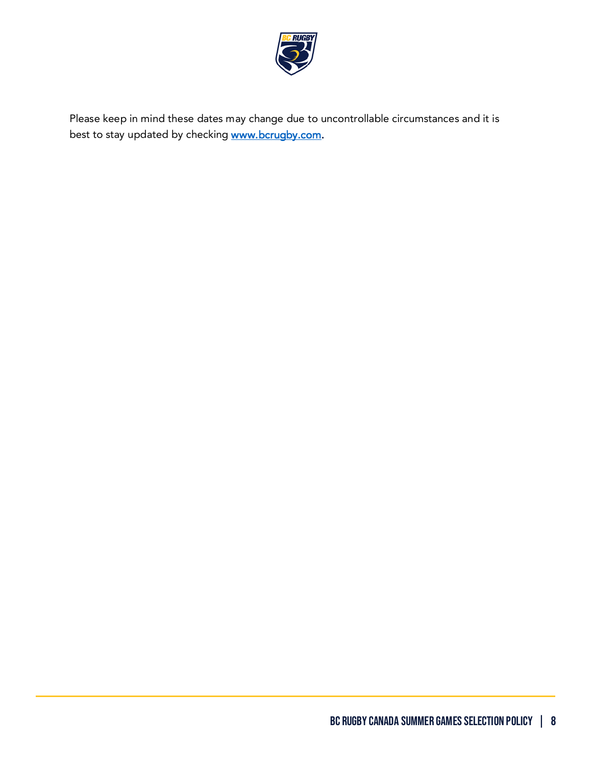Please keep in mind these dates may change due to uncontrollable circumstances and it is best to stay updated by checking [www.bcrugby.com](http://www.bcrugby.com).